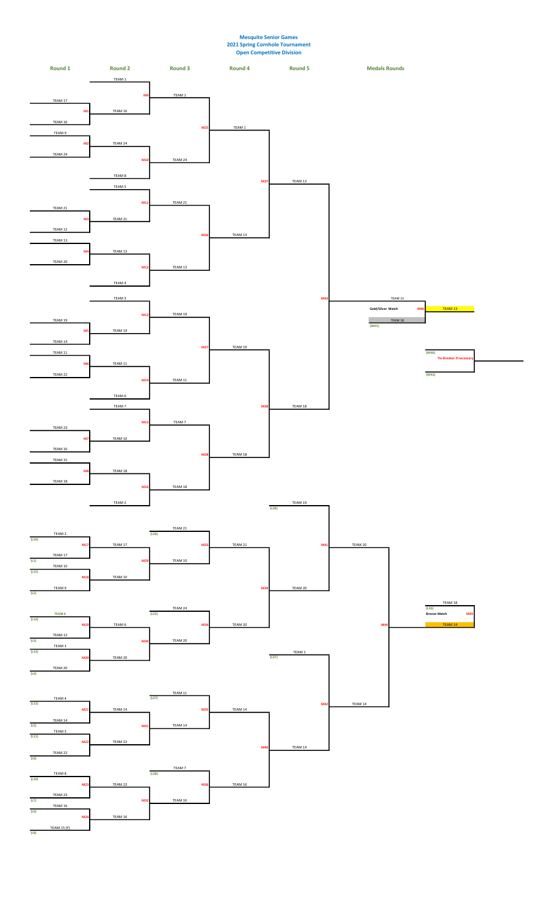# Mesquite Senior Games
## 2021 Spring Cornhole Tournament
### Open Competitive Division

## Winners Bracket

### Round 1

| Match | Team | Team | Winner |
|---|---|---|---|
| M1 | TEAM 17 | TEAM 16 | TEAM 16 |
| M2 | TEAM 9 | TEAM 24 | TEAM 24 |
| M3 | TEAM 21 | TEAM 12 | TEAM 21 |
| M4 | TEAM 13 | TEAM 20 | TEAM 13 |
| M5 | TEAM 19 | TEAM 14 | TEAM 19 |
| M6 | TEAM 11 | TEAM 22 | TEAM 11 |
| M7 | TEAM 23 | TEAM 10 | TEAM 10 |
| M8 | TEAM 15 | TEAM 18 | TEAM 18 |

### Round 2

| Match | Team | Team | Winner |
|---|---|---|---|
| M9 | TEAM 1 | TEAM 16 | TEAM 1 |
| M10 | TEAM 24 | TEAM 8 | TEAM 24 |
| M11 | TEAM 5 | TEAM 21 | TEAM 21 |
| M12 | TEAM 13 | TEAM 4 | TEAM 13 |
| M13 | TEAM 3 | TEAM 19 | TEAM 19 |
| M14 | TEAM 11 | TEAM 6 | TEAM 11 |
| M15 | TEAM 7 | TEAM 10 | TEAM 7 |
| M16 | TEAM 18 | TEAM 2 | TEAM 18 |

### Round 3

| Match | Team | Team | Winner |
|---|---|---|---|
| M25 | TEAM 1 | TEAM 24 | TEAM 1 |
| M26 | TEAM 21 | TEAM 13 | TEAM 13 |
| M27 | TEAM 19 | TEAM 11 | TEAM 19 |
| M28 | TEAM 7 | TEAM 18 | TEAM 18 |

### Round 4

| Match | Team | Team | Winner |
|---|---|---|---|
| M37 | TEAM 1 | TEAM 13 | TEAM 13 |
| M38 | TEAM 19 | TEAM 18 | TEAM 18 |

### Round 5

| Match | Team | Team | Winner |
|---|---|---|---|
| M43 | TEAM 13 | TEAM 18 | TEAM 13 |

## Consolation Bracket

### Round 1

| Match | Team | Team | Winner |
|---|---|---|---|
| M17 | TEAM 2 (L16) | TEAM 17 (L1) | TEAM 17 |
| M18 | TEAM 10 (L15) | TEAM 9 (L2) | TEAM 10 |
| M19 | TEAM 6 (L14) | TEAM 12 (L3) | TEAM 6 |
| M20 | TEAM 3 (L13) | TEAM 20 (L4) | TEAM 20 |
| M21 | TEAM 4 (L12) | TEAM 14 (L5) | TEAM 14 |
| M22 | TEAM 5 (L11) | TEAM 22 (L6) | TEAM 22 |
| M23 | TEAM 8 (L10) | TEAM 23 (L7) | TEAM 23 |
| M24 | TEAM 16 (L9) | TEAM 15 (F) (L8) | TEAM 16 |

### Round 2

| Match | Team | Team | Winner |
|---|---|---|---|
| M29 | TEAM 17 | TEAM 10 | TEAM 10 |
| M30 | TEAM 6 | TEAM 20 | TEAM 20 |
| M31 | TEAM 14 | TEAM 22 | TEAM 14 |
| M32 | TEAM 23 | TEAM 16 | TEAM 16 |

### Round 3

| Match | Team | Team | Winner |
|---|---|---|---|
| M33 | TEAM 21 (L26) | TEAM 10 | TEAM 21 |
| M34 | TEAM 24 (L25) | TEAM 20 | TEAM 20 |
| M35 | TEAM 11 (L27) | TEAM 14 | TEAM 14 |
| M36 | TEAM 7 (L28) | TEAM 16 | TEAM 16 |

### Round 4

| Match | Team | Team | Winner |
|---|---|---|---|
| M39 | TEAM 21 | TEAM 20 | TEAM 20 |
| M40 | TEAM 14 | TEAM 16 | TEAM 14 |

### Round 5

| Match | Team | Team | Winner |
|---|---|---|---|
| M41 | TEAM 19 (L38) | TEAM 20 | TEAM 20 |
| M42 | TEAM 1 (L37) | TEAM 14 | TEAM 14 |

### M44

| Match | Team | Team | Winner |
|---|---|---|---|
| M44 | TEAM 20 | TEAM 14 | TEAM 14 |

## Medals Rounds

**Gold/Silver Match** – M46: TEAM 13 vs. TEAM 18 (W45) — Winner: **TEAM 13**

**Tie-Breaker if necessary:** (W46) vs. (W43)

**Bronze Match** – M45: TEAM 18 (L43) vs. TEAM 14 — Winner: **TEAM 14**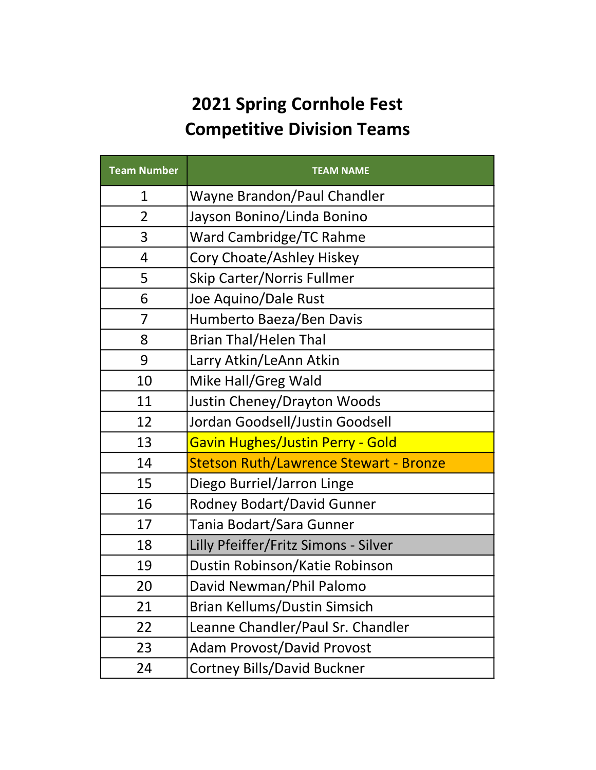# 2021 Spring Cornhole Fest
# Competitive Division Teams

| Team Number | TEAM NAME |
| --- | --- |
| 1 | Wayne Brandon/Paul Chandler |
| 2 | Jayson Bonino/Linda Bonino |
| 3 | Ward Cambridge/TC Rahme |
| 4 | Cory Choate/Ashley Hiskey |
| 5 | Skip Carter/Norris Fullmer |
| 6 | Joe Aquino/Dale Rust |
| 7 | Humberto Baeza/Ben Davis |
| 8 | Brian Thal/Helen Thal |
| 9 | Larry Atkin/LeAnn Atkin |
| 10 | Mike Hall/Greg Wald |
| 11 | Justin Cheney/Drayton Woods |
| 12 | Jordan Goodsell/Justin Goodsell |
| 13 | Gavin Hughes/Justin Perry - Gold |
| 14 | Stetson Ruth/Lawrence Stewart - Bronze |
| 15 | Diego Burriel/Jarron Linge |
| 16 | Rodney Bodart/David Gunner |
| 17 | Tania Bodart/Sara Gunner |
| 18 | Lilly Pfeiffer/Fritz Simons - Silver |
| 19 | Dustin Robinson/Katie Robinson |
| 20 | David Newman/Phil Palomo |
| 21 | Brian Kellums/Dustin Simsich |
| 22 | Leanne Chandler/Paul Sr. Chandler |
| 23 | Adam Provost/David Provost |
| 24 | Cortney Bills/David Buckner |